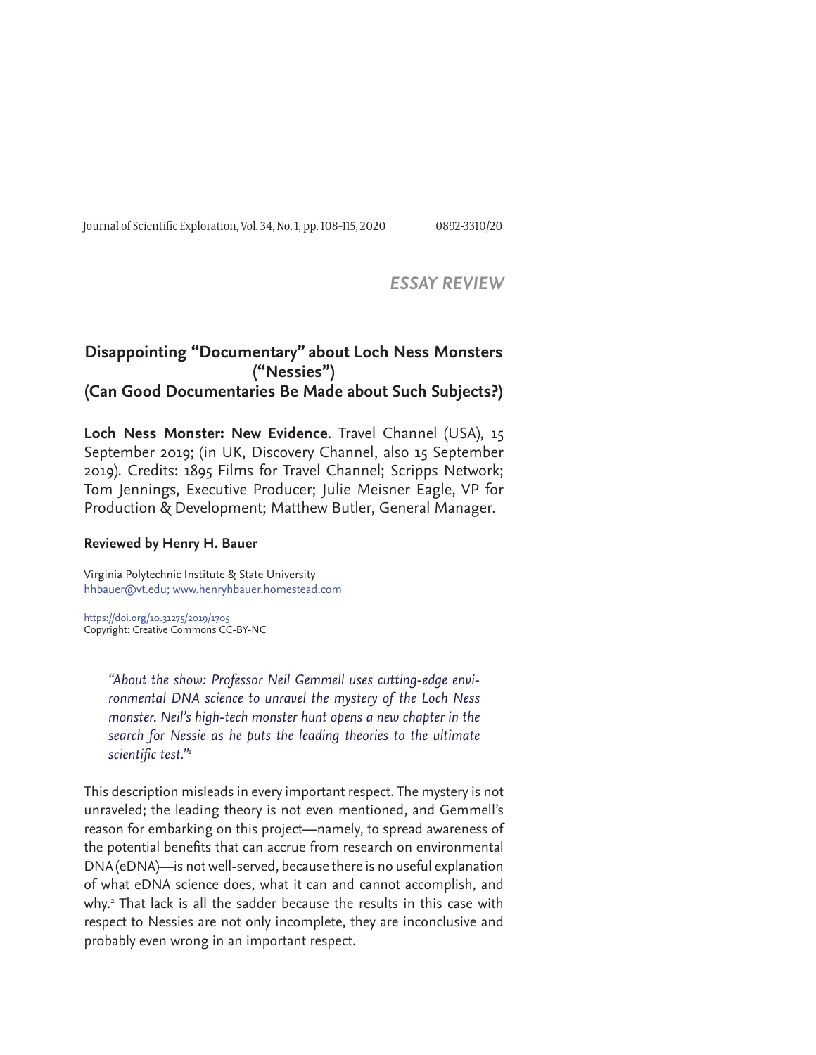*ESSAY REVIEW*

## Disappointing "Documentary" about Loch Ness Monsters ("Nessies") (Can Good Documentaries Be Made about Such Subjects?)

**Loch Ness Monster: New Evidence**. Travel Channel (USA), 15 September 2019; (in UK, Discovery Channel, also 15 September 2019). Credits: 1895 Films for Travel Channel; Scripps Network; Tom Jennings, Executive Producer; Julie Meisner Eagle, VP for Production & Development; Matthew Butler, General Manager.

**Reviewed by Henry H. Bauer**

Virginia Polytechnic Institute & State University
hhbauer@vt.edu; www.henryhbauer.homestead.com

https://doi.org/10.31275/2019/1705
Copyright: Creative Commons CC-BY-NC

> *"About the show: Professor Neil Gemmell uses cutting-edge environmental DNA science to unravel the mystery of the Loch Ness monster. Neil's high-tech monster hunt opens a new chapter in the search for Nessie as he puts the leading theories to the ultimate scientific test."*[1]

This description misleads in every important respect. The mystery is not unraveled; the leading theory is not even mentioned, and Gemmell's reason for embarking on this project—namely, to spread awareness of the potential benefits that can accrue from research on environmental DNA (eDNA)—is not well-served, because there is no useful explanation of what eDNA science does, what it can and cannot accomplish, and why.[2] That lack is all the sadder because the results in this case with respect to Nessies are not only incomplete, they are inconclusive and probably even wrong in an important respect.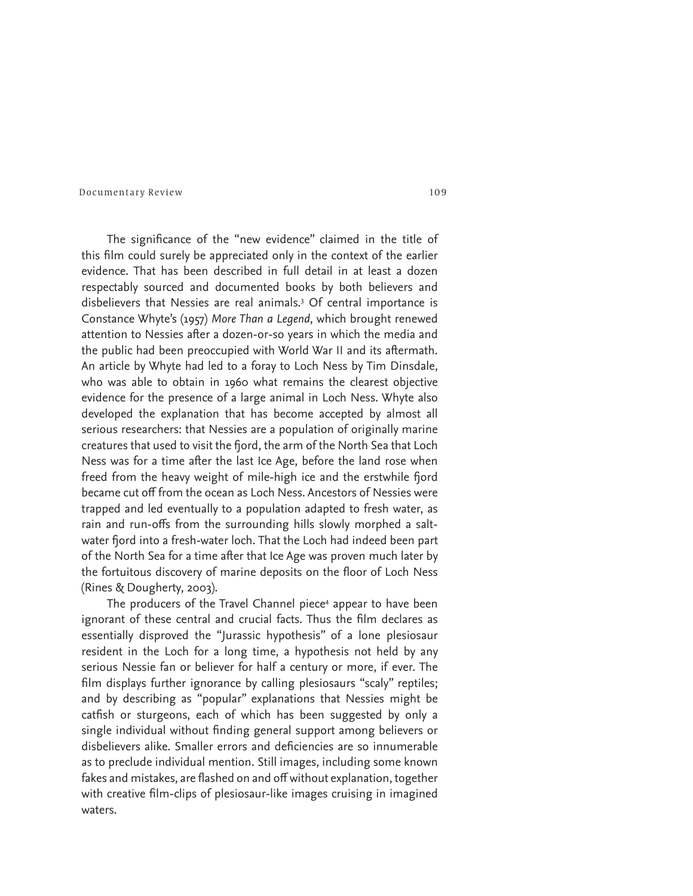The significance of the "new evidence" claimed in the title of this film could surely be appreciated only in the context of the earlier evidence. That has been described in full detail in at least a dozen respectably sourced and documented books by both believers and disbelievers that Nessies are real animals.[3] Of central importance is Constance Whyte's (1957) *More Than a Legend*, which brought renewed attention to Nessies after a dozen-or-so years in which the media and the public had been preoccupied with World War II and its aftermath. An article by Whyte had led to a foray to Loch Ness by Tim Dinsdale, who was able to obtain in 1960 what remains the clearest objective evidence for the presence of a large animal in Loch Ness. Whyte also developed the explanation that has become accepted by almost all serious researchers: that Nessies are a population of originally marine creatures that used to visit the fjord, the arm of the North Sea that Loch Ness was for a time after the last Ice Age, before the land rose when freed from the heavy weight of mile-high ice and the erstwhile fjord became cut off from the ocean as Loch Ness. Ancestors of Nessies were trapped and led eventually to a population adapted to fresh water, as rain and run-offs from the surrounding hills slowly morphed a salt-water fjord into a fresh-water loch. That the Loch had indeed been part of the North Sea for a time after that Ice Age was proven much later by the fortuitous discovery of marine deposits on the floor of Loch Ness (Rines & Dougherty, 2003).

The producers of the Travel Channel piece[4] appear to have been ignorant of these central and crucial facts. Thus the film declares as essentially disproved the "Jurassic hypothesis" of a lone plesiosaur resident in the Loch for a long time, a hypothesis not held by any serious Nessie fan or believer for half a century or more, if ever. The film displays further ignorance by calling plesiosaurs "scaly" reptiles; and by describing as "popular" explanations that Nessies might be catfish or sturgeons, each of which has been suggested by only a single individual without finding general support among believers or disbelievers alike. Smaller errors and deficiencies are so innumerable as to preclude individual mention. Still images, including some known fakes and mistakes, are flashed on and off without explanation, together with creative film-clips of plesiosaur-like images cruising in imagined waters.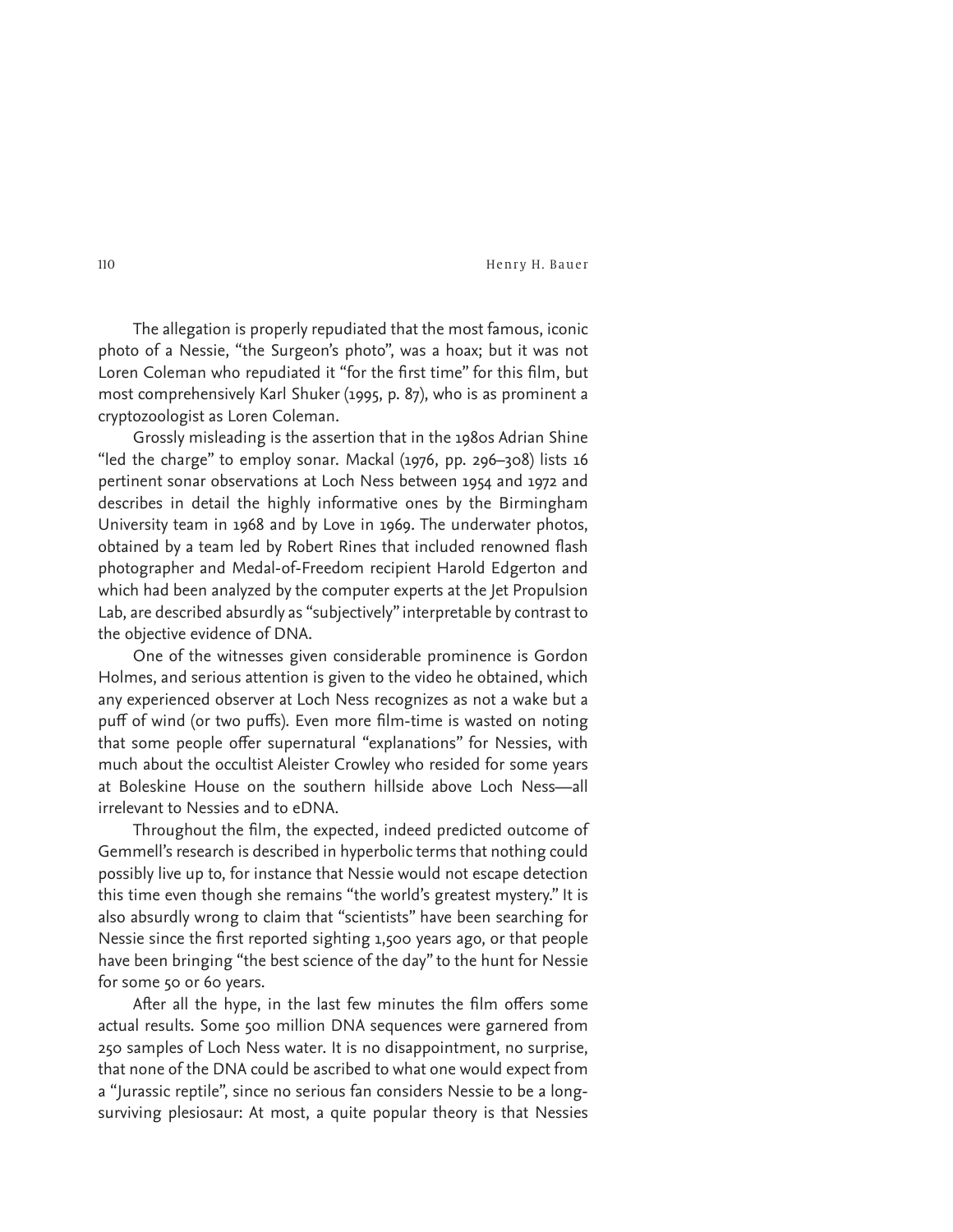The allegation is properly repudiated that the most famous, iconic photo of a Nessie, "the Surgeon's photo", was a hoax; but it was not Loren Coleman who repudiated it "for the first time" for this film, but most comprehensively Karl Shuker (1995, p. 87), who is as prominent a cryptozoologist as Loren Coleman.

Grossly misleading is the assertion that in the 1980s Adrian Shine "led the charge" to employ sonar. Mackal (1976, pp. 296–308) lists 16 pertinent sonar observations at Loch Ness between 1954 and 1972 and describes in detail the highly informative ones by the Birmingham University team in 1968 and by Love in 1969. The underwater photos, obtained by a team led by Robert Rines that included renowned flash photographer and Medal-of-Freedom recipient Harold Edgerton and which had been analyzed by the computer experts at the Jet Propulsion Lab, are described absurdly as "subjectively" interpretable by contrast to the objective evidence of DNA.

One of the witnesses given considerable prominence is Gordon Holmes, and serious attention is given to the video he obtained, which any experienced observer at Loch Ness recognizes as not a wake but a puff of wind (or two puffs). Even more film-time is wasted on noting that some people offer supernatural "explanations" for Nessies, with much about the occultist Aleister Crowley who resided for some years at Boleskine House on the southern hillside above Loch Ness—all irrelevant to Nessies and to eDNA.

Throughout the film, the expected, indeed predicted outcome of Gemmell's research is described in hyperbolic terms that nothing could possibly live up to, for instance that Nessie would not escape detection this time even though she remains "the world's greatest mystery." It is also absurdly wrong to claim that "scientists" have been searching for Nessie since the first reported sighting 1,500 years ago, or that people have been bringing "the best science of the day" to the hunt for Nessie for some 50 or 60 years.

After all the hype, in the last few minutes the film offers some actual results. Some 500 million DNA sequences were garnered from 250 samples of Loch Ness water. It is no disappointment, no surprise, that none of the DNA could be ascribed to what one would expect from a "Jurassic reptile", since no serious fan considers Nessie to be a long-surviving plesiosaur: At most, a quite popular theory is that Nessies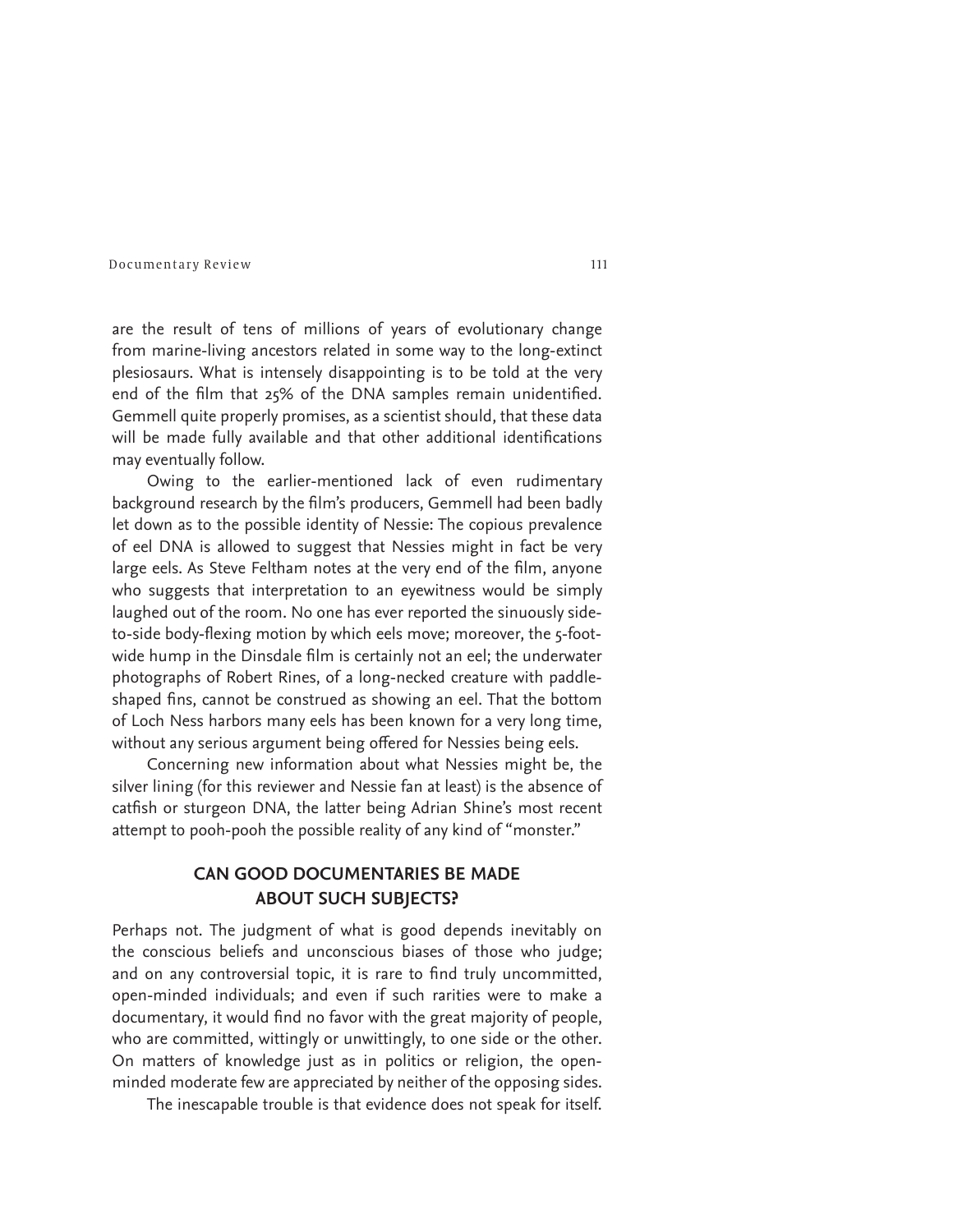are the result of tens of millions of years of evolutionary change from marine-living ancestors related in some way to the long-extinct plesiosaurs. What is intensely disappointing is to be told at the very end of the film that 25% of the DNA samples remain unidentified. Gemmell quite properly promises, as a scientist should, that these data will be made fully available and that other additional identifications may eventually follow.

Owing to the earlier-mentioned lack of even rudimentary background research by the film's producers, Gemmell had been badly let down as to the possible identity of Nessie: The copious prevalence of eel DNA is allowed to suggest that Nessies might in fact be very large eels. As Steve Feltham notes at the very end of the film, anyone who suggests that interpretation to an eyewitness would be simply laughed out of the room. No one has ever reported the sinuously side-to-side body-flexing motion by which eels move; moreover, the 5-foot-wide hump in the Dinsdale film is certainly not an eel; the underwater photographs of Robert Rines, of a long-necked creature with paddle-shaped fins, cannot be construed as showing an eel. That the bottom of Loch Ness harbors many eels has been known for a very long time, without any serious argument being offered for Nessies being eels.

Concerning new information about what Nessies might be, the silver lining (for this reviewer and Nessie fan at least) is the absence of catfish or sturgeon DNA, the latter being Adrian Shine's most recent attempt to pooh-pooh the possible reality of any kind of "monster."

## CAN GOOD DOCUMENTARIES BE MADE ABOUT SUCH SUBJECTS?

Perhaps not. The judgment of what is good depends inevitably on the conscious beliefs and unconscious biases of those who judge; and on any controversial topic, it is rare to find truly uncommitted, open-minded individuals; and even if such rarities were to make a documentary, it would find no favor with the great majority of people, who are committed, wittingly or unwittingly, to one side or the other. On matters of knowledge just as in politics or religion, the open-minded moderate few are appreciated by neither of the opposing sides.

The inescapable trouble is that evidence does not speak for itself.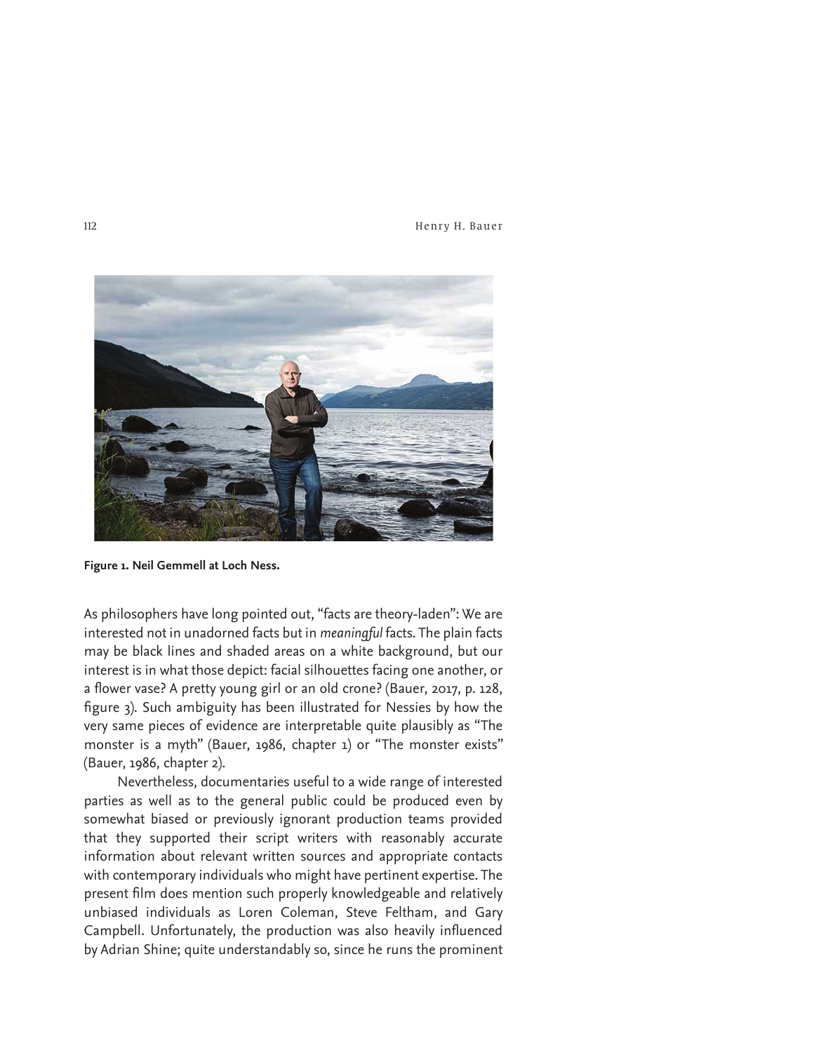Figure 1. Neil Gemmell at Loch Ness.

As philosophers have long pointed out, "facts are theory-laden": We are interested not in unadorned facts but in *meaningful* facts. The plain facts may be black lines and shaded areas on a white background, but our interest is in what those depict: facial silhouettes facing one another, or a flower vase? A pretty young girl or an old crone? (Bauer, 2017, p. 128, figure 3). Such ambiguity has been illustrated for Nessies by how the very same pieces of evidence are interpretable quite plausibly as "The monster is a myth" (Bauer, 1986, chapter 1) or "The monster exists" (Bauer, 1986, chapter 2).

Nevertheless, documentaries useful to a wide range of interested parties as well as to the general public could be produced even by somewhat biased or previously ignorant production teams provided that they supported their script writers with reasonably accurate information about relevant written sources and appropriate contacts with contemporary individuals who might have pertinent expertise. The present film does mention such properly knowledgeable and relatively unbiased individuals as Loren Coleman, Steve Feltham, and Gary Campbell. Unfortunately, the production was also heavily influenced by Adrian Shine; quite understandably so, since he runs the prominent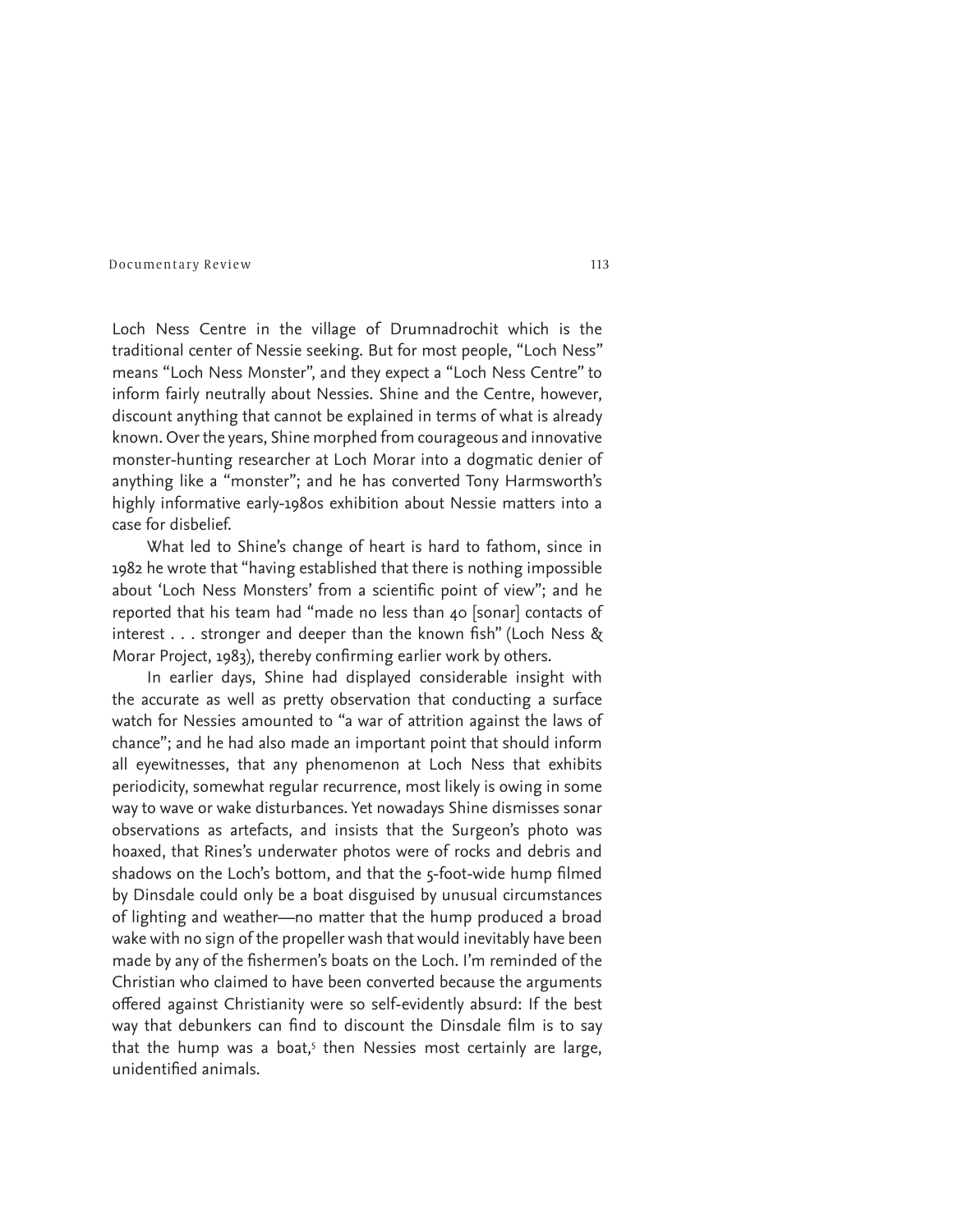Loch Ness Centre in the village of Drumnadrochit which is the traditional center of Nessie seeking. But for most people, "Loch Ness" means "Loch Ness Monster", and they expect a "Loch Ness Centre" to inform fairly neutrally about Nessies. Shine and the Centre, however, discount anything that cannot be explained in terms of what is already known. Over the years, Shine morphed from courageous and innovative monster-hunting researcher at Loch Morar into a dogmatic denier of anything like a "monster"; and he has converted Tony Harmsworth's highly informative early-1980s exhibition about Nessie matters into a case for disbelief.

What led to Shine's change of heart is hard to fathom, since in 1982 he wrote that "having established that there is nothing impossible about 'Loch Ness Monsters' from a scientific point of view"; and he reported that his team had "made no less than 40 [sonar] contacts of interest . . . stronger and deeper than the known fish" (Loch Ness & Morar Project, 1983), thereby confirming earlier work by others.

In earlier days, Shine had displayed considerable insight with the accurate as well as pretty observation that conducting a surface watch for Nessies amounted to "a war of attrition against the laws of chance"; and he had also made an important point that should inform all eyewitnesses, that any phenomenon at Loch Ness that exhibits periodicity, somewhat regular recurrence, most likely is owing in some way to wave or wake disturbances. Yet nowadays Shine dismisses sonar observations as artefacts, and insists that the Surgeon's photo was hoaxed, that Rines's underwater photos were of rocks and debris and shadows on the Loch's bottom, and that the 5-foot-wide hump filmed by Dinsdale could only be a boat disguised by unusual circumstances of lighting and weather—no matter that the hump produced a broad wake with no sign of the propeller wash that would inevitably have been made by any of the fishermen's boats on the Loch. I'm reminded of the Christian who claimed to have been converted because the arguments offered against Christianity were so self-evidently absurd: If the best way that debunkers can find to discount the Dinsdale film is to say that the hump was a boat,[5] then Nessies most certainly are large, unidentified animals.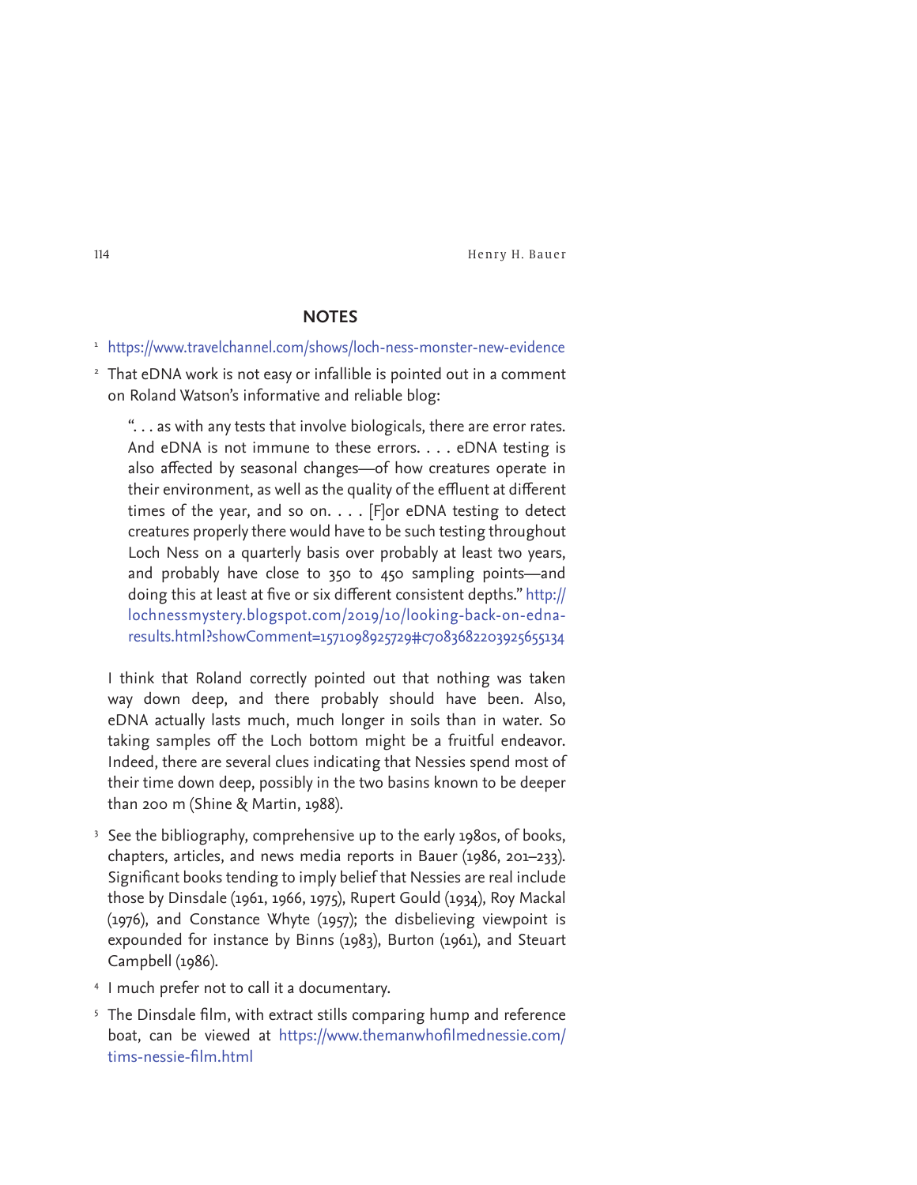## NOTES

1. https://www.travelchannel.com/shows/loch-ness-monster-new-evidence

2. That eDNA work is not easy or infallible is pointed out in a comment on Roland Watson's informative and reliable blog:

   > ". . . as with any tests that involve biologicals, there are error rates. And eDNA is not immune to these errors. . . . eDNA testing is also affected by seasonal changes—of how creatures operate in their environment, as well as the quality of the effluent at different times of the year, and so on. . . . [F]or eDNA testing to detect creatures properly there would have to be such testing throughout Loch Ness on a quarterly basis over probably at least two years, and probably have close to 350 to 450 sampling points—and doing this at least at five or six different consistent depths." http://lochnessmystery.blogspot.com/2019/10/looking-back-on-edna-results.html?showComment=1571098925729#c7083682203925655134

   I think that Roland correctly pointed out that nothing was taken way down deep, and there probably should have been. Also, eDNA actually lasts much, much longer in soils than in water. So taking samples off the Loch bottom might be a fruitful endeavor. Indeed, there are several clues indicating that Nessies spend most of their time down deep, possibly in the two basins known to be deeper than 200 m (Shine & Martin, 1988).

3. See the bibliography, comprehensive up to the early 1980s, of books, chapters, articles, and news media reports in Bauer (1986, 201–233). Significant books tending to imply belief that Nessies are real include those by Dinsdale (1961, 1966, 1975), Rupert Gould (1934), Roy Mackal (1976), and Constance Whyte (1957); the disbelieving viewpoint is expounded for instance by Binns (1983), Burton (1961), and Steuart Campbell (1986).

4. I much prefer not to call it a documentary.

5. The Dinsdale film, with extract stills comparing hump and reference boat, can be viewed at https://www.themanwhofilmednessie.com/tims-nessie-film.html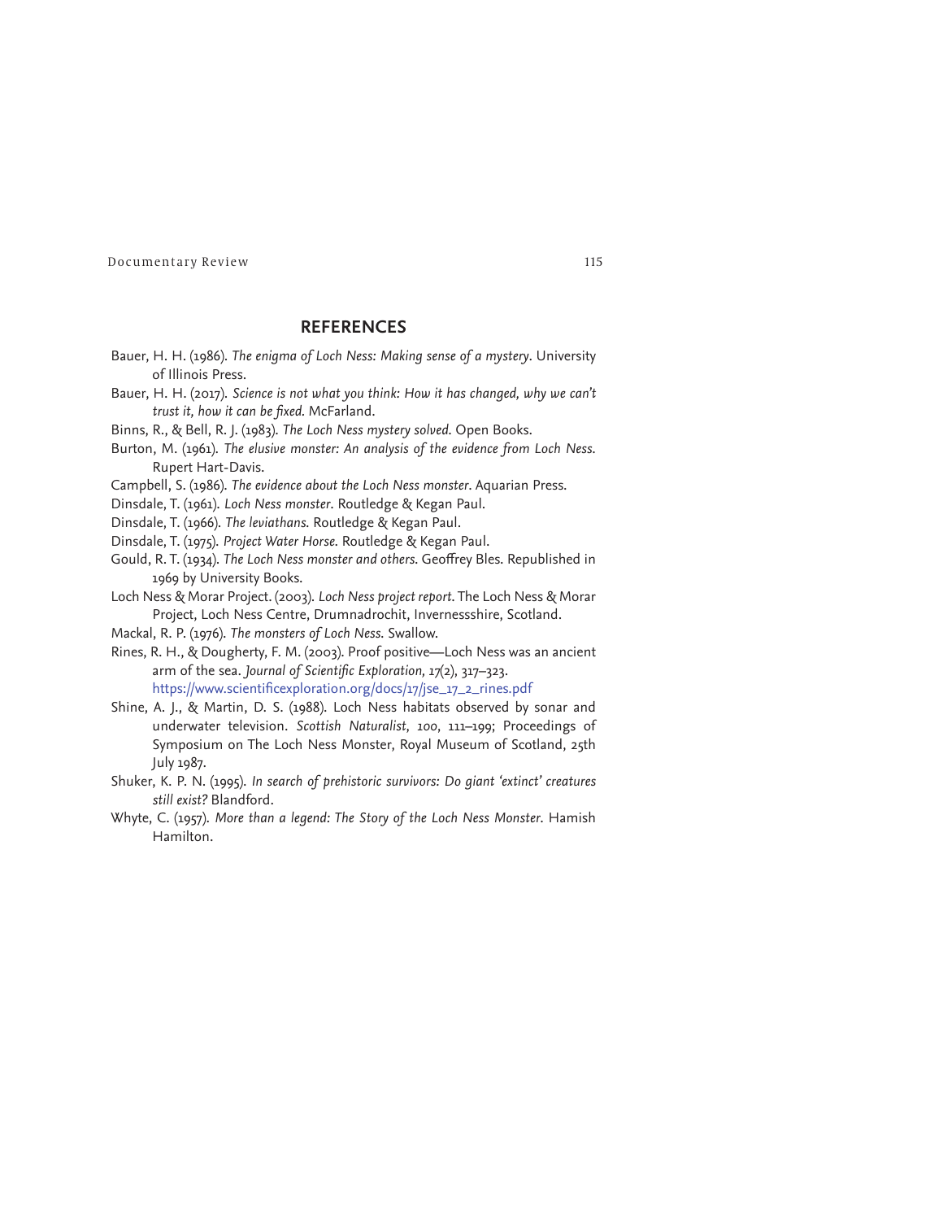## REFERENCES

Bauer, H. H. (1986). *The enigma of Loch Ness: Making sense of a mystery*. University of Illinois Press.

Bauer, H. H. (2017). *Science is not what you think: How it has changed, why we can't trust it, how it can be fixed.* McFarland.

Binns, R., & Bell, R. J. (1983). *The Loch Ness mystery solved.* Open Books.

Burton, M. (1961). *The elusive monster: An analysis of the evidence from Loch Ness.* Rupert Hart-Davis.

Campbell, S. (1986). *The evidence about the Loch Ness monster*. Aquarian Press.

Dinsdale, T. (1961). *Loch Ness monster*. Routledge & Kegan Paul.

Dinsdale, T. (1966). *The leviathans.* Routledge & Kegan Paul.

Dinsdale, T. (1975). *Project Water Horse.* Routledge & Kegan Paul.

Gould, R. T. (1934). *The Loch Ness monster and others*. Geoffrey Bles. Republished in 1969 by University Books.

Loch Ness & Morar Project. (2003). *Loch Ness project report*. The Loch Ness & Morar Project, Loch Ness Centre, Drumnadrochit, Invernessshire, Scotland.

Mackal, R. P. (1976). *The monsters of Loch Ness.* Swallow.

Rines, R. H., & Dougherty, F. M. (2003). Proof positive—Loch Ness was an ancient arm of the sea. *Journal of Scientific Exploration, 17*(2), 317–323. https://www.scientificexploration.org/docs/17/jse_17_2_rines.pdf

Shine, A. J., & Martin, D. S. (1988). Loch Ness habitats observed by sonar and underwater television. *Scottish Naturalist*, *100*, 111–199; Proceedings of Symposium on The Loch Ness Monster, Royal Museum of Scotland, 25th July 1987.

Shuker, K. P. N. (1995). *In search of prehistoric survivors: Do giant 'extinct' creatures still exist?* Blandford.

Whyte, C. (1957). *More than a legend: The Story of the Loch Ness Monster*. Hamish Hamilton.